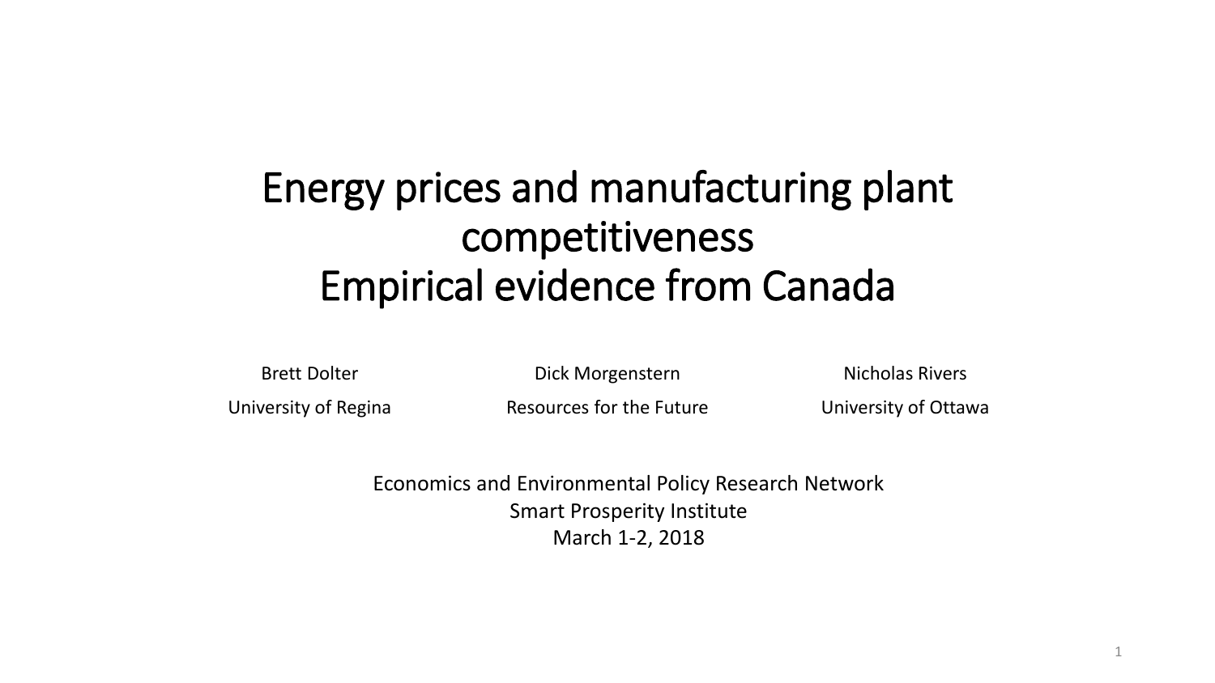# Energy prices and manufacturing plant competitiveness
# Empirical evidence from Canada

Brett Dolter
University of Regina

Dick Morgenstern
Resources for the Future

Nicholas Rivers
University of Ottawa

Economics and Environmental Policy Research Network
Smart Prosperity Institute
March 1-2, 2018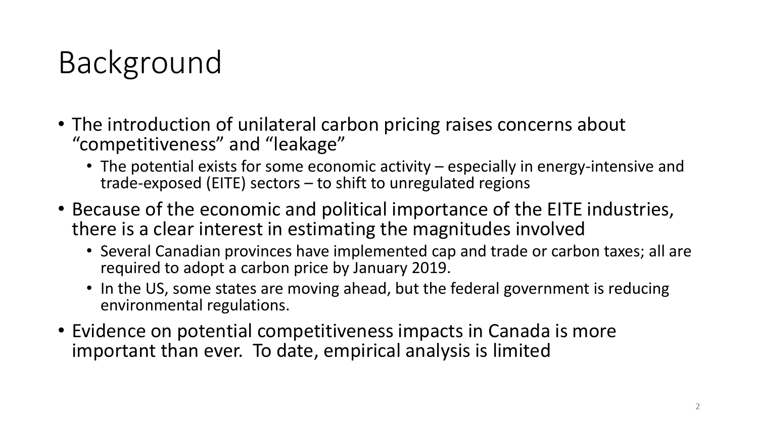# Background

- The introduction of unilateral carbon pricing raises concerns about "competitiveness" and "leakage"
  - The potential exists for some economic activity – especially in energy-intensive and trade-exposed (EITE) sectors – to shift to unregulated regions
- Because of the economic and political importance of the EITE industries, there is a clear interest in estimating the magnitudes involved
  - Several Canadian provinces have implemented cap and trade or carbon taxes; all are required to adopt a carbon price by January 2019.
  - In the US, some states are moving ahead, but the federal government is reducing environmental regulations.
- Evidence on potential competitiveness impacts in Canada is more important than ever. To date, empirical analysis is limited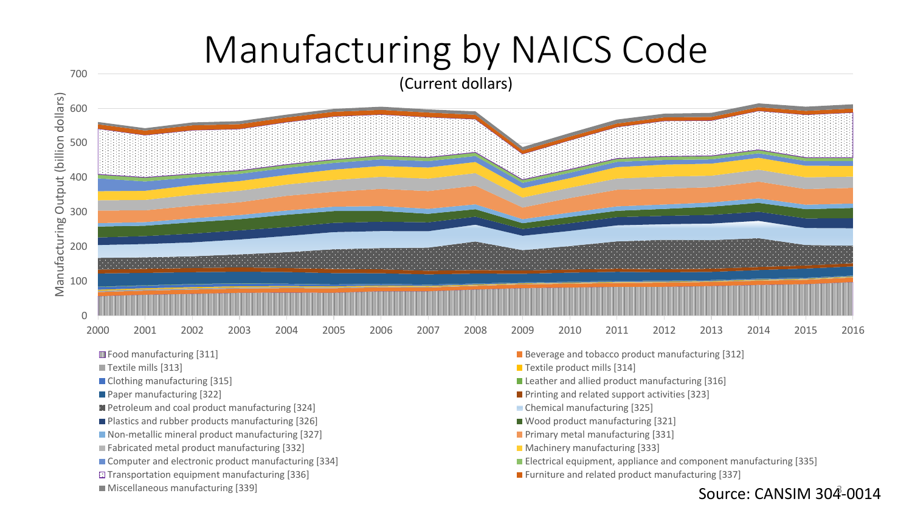# Manufacturing by NAICS Code

(Current dollars)

Manufacturing Output (billion dollars)

700, 600, 500, 400, 300, 200, 100, 0

2000, 2001, 2002, 2003, 2004, 2005, 2006, 2007, 2008, 2009, 2010, 2011, 2012, 2013, 2014, 2015, 2016

- Food manufacturing [311]
- Beverage and tobacco product manufacturing [312]
- Textile mills [313]
- Textile product mills [314]
- Clothing manufacturing [315]
- Leather and allied product manufacturing [316]
- Paper manufacturing [322]
- Printing and related support activities [323]
- Petroleum and coal product manufacturing [324]
- Chemical manufacturing [325]
- Plastics and rubber products manufacturing [326]
- Wood product manufacturing [321]
- Non-metallic mineral product manufacturing [327]
- Primary metal manufacturing [331]
- Fabricated metal product manufacturing [332]
- Machinery manufacturing [333]
- Computer and electronic product manufacturing [334]
- Electrical equipment, appliance and component manufacturing [335]
- Transportation equipment manufacturing [336]
- Furniture and related product manufacturing [337]
- Miscellaneous manufacturing [339]

Source: CANSIM 304-0014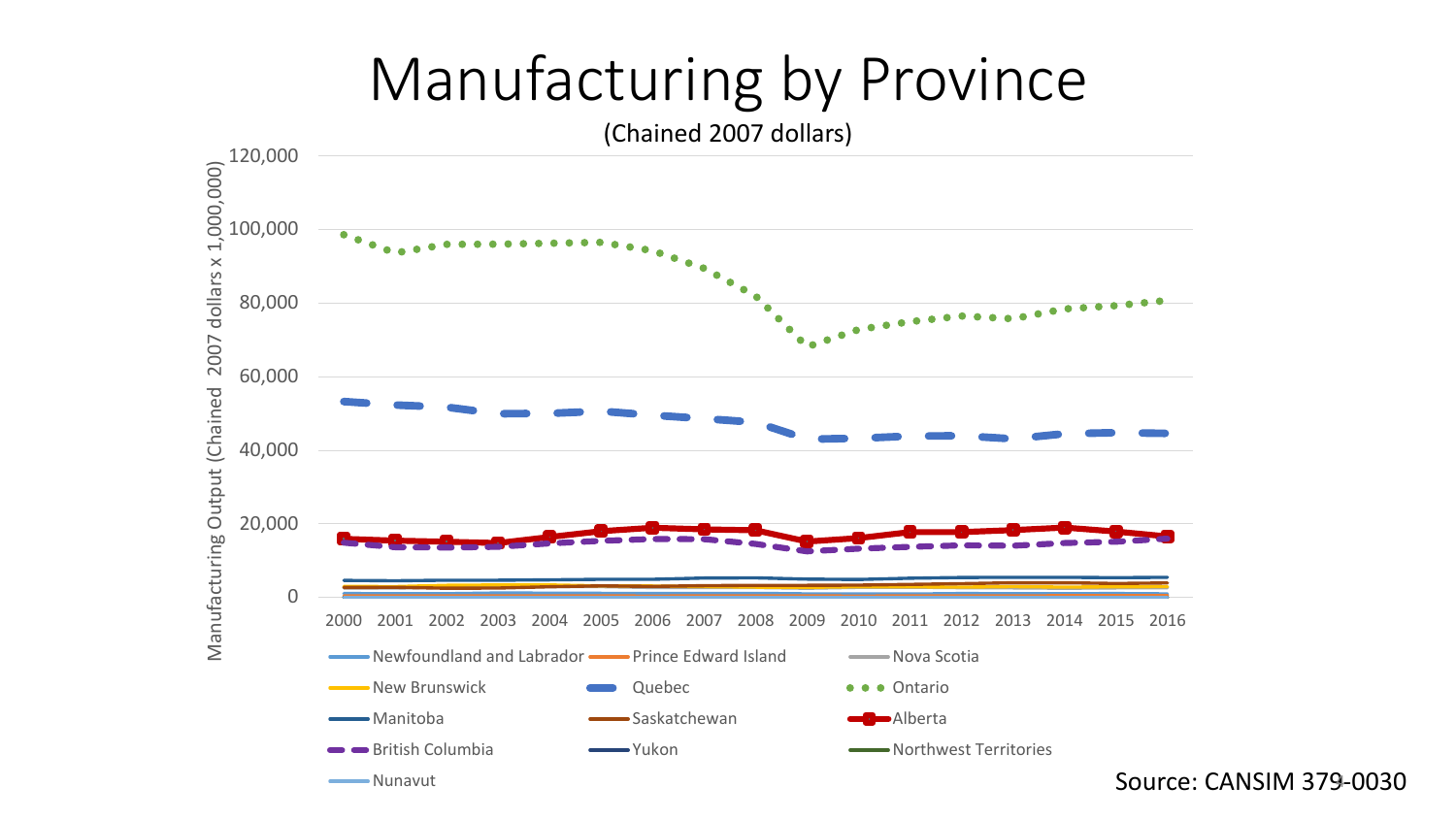# Manufacturing by Province

(Chained 2007 dollars)

Source: CANSIM 379-0030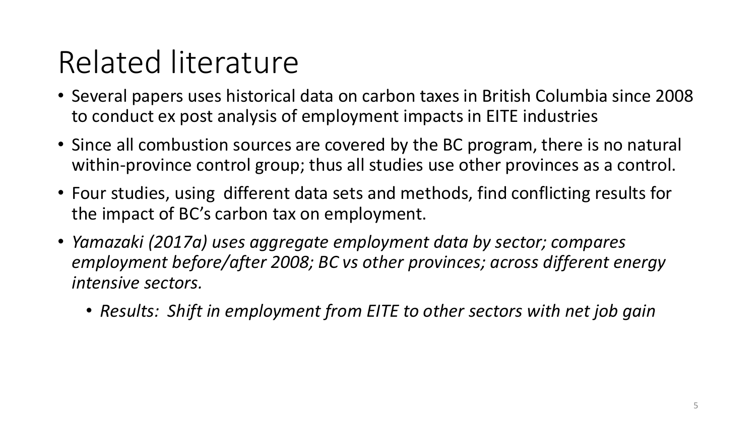# Related literature

- Several papers uses historical data on carbon taxes in British Columbia since 2008 to conduct ex post analysis of employment impacts in EITE industries
- Since all combustion sources are covered by the BC program, there is no natural within-province control group; thus all studies use other provinces as a control.
- Four studies, using different data sets and methods, find conflicting results for the impact of BC's carbon tax on employment.
- *Yamazaki (2017a) uses aggregate employment data by sector; compares employment before/after 2008; BC vs other provinces; across different energy intensive sectors.*
  - *Results: Shift in employment from EITE to other sectors with net job gain*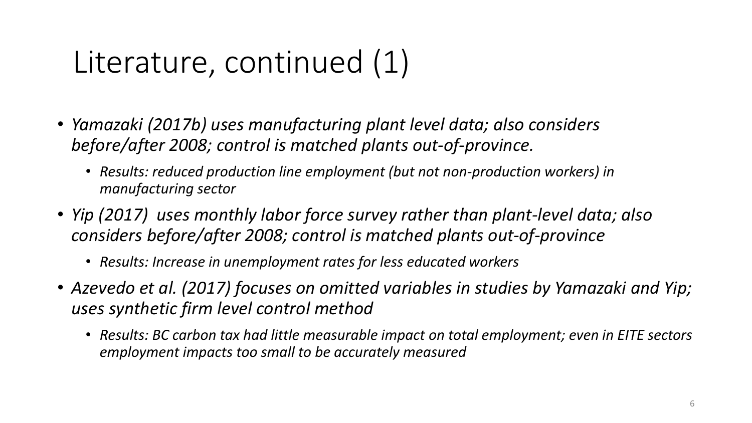# Literature, continued (1)

- *Yamazaki (2017b) uses manufacturing plant level data; also considers before/after 2008; control is matched plants out-of-province.*
  - *Results: reduced production line employment (but not non-production workers) in manufacturing sector*
- *Yip (2017)  uses monthly labor force survey rather than plant-level data; also considers before/after 2008; control is matched plants out-of-province*
  - *Results: Increase in unemployment rates for less educated workers*
- *Azevedo et al. (2017) focuses on omitted variables in studies by Yamazaki and Yip; uses synthetic firm level control method*
  - *Results: BC carbon tax had little measurable impact on total employment; even in EITE sectors employment impacts too small to be accurately measured*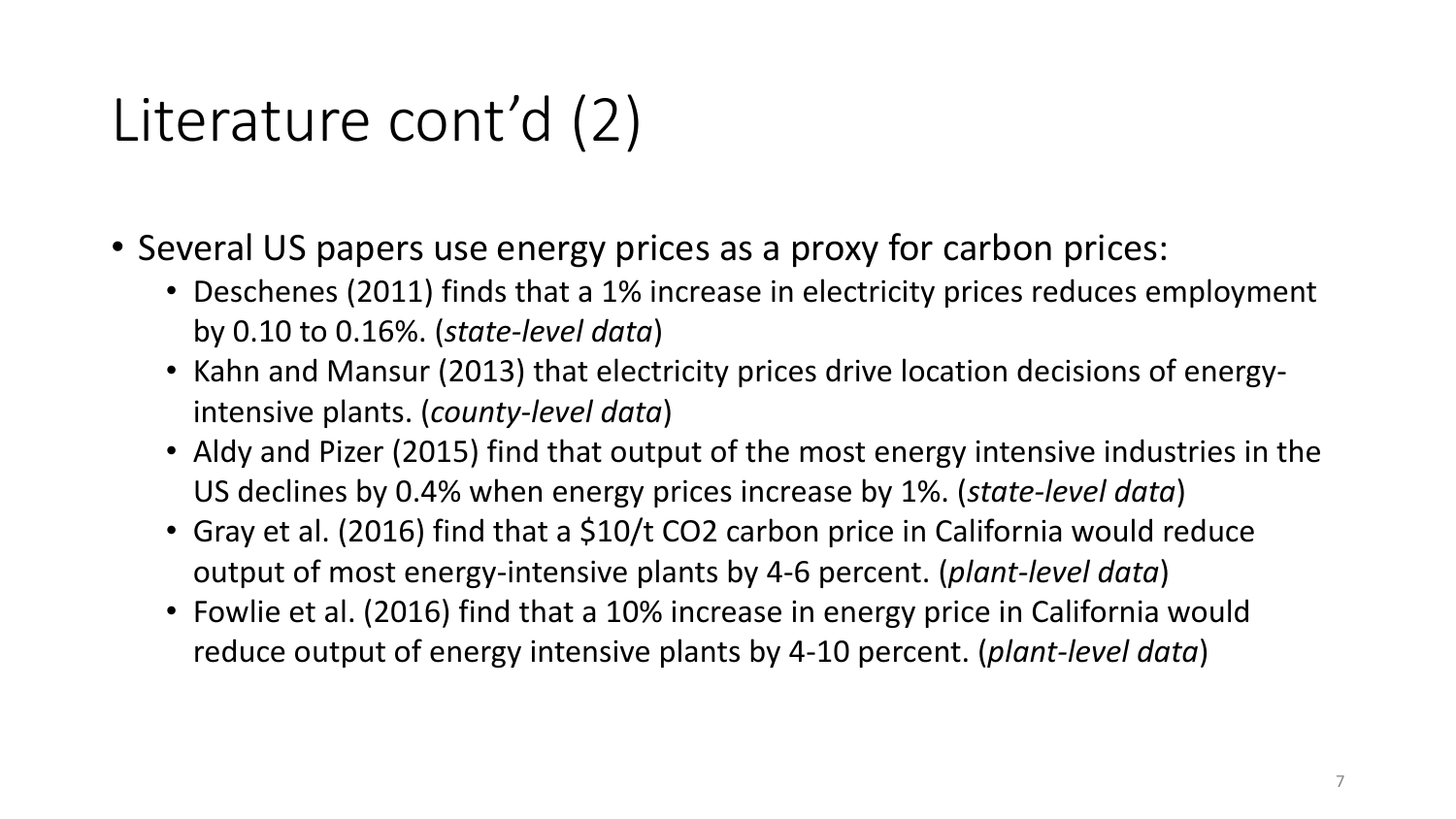# Literature cont'd (2)

- Several US papers use energy prices as a proxy for carbon prices:
  - Deschenes (2011) finds that a 1% increase in electricity prices reduces employment by 0.10 to 0.16%. (*state-level data*)
  - Kahn and Mansur (2013) that electricity prices drive location decisions of energy-intensive plants. (*county-level data*)
  - Aldy and Pizer (2015) find that output of the most energy intensive industries in the US declines by 0.4% when energy prices increase by 1%. (*state-level data*)
  - Gray et al. (2016) find that a $10/t $CO_2$ carbon price in California would reduce output of most energy-intensive plants by 4-6 percent. (*plant-level data*)
  - Fowlie et al. (2016) find that a 10% increase in energy price in California would reduce output of energy intensive plants by 4-10 percent. (*plant-level data*)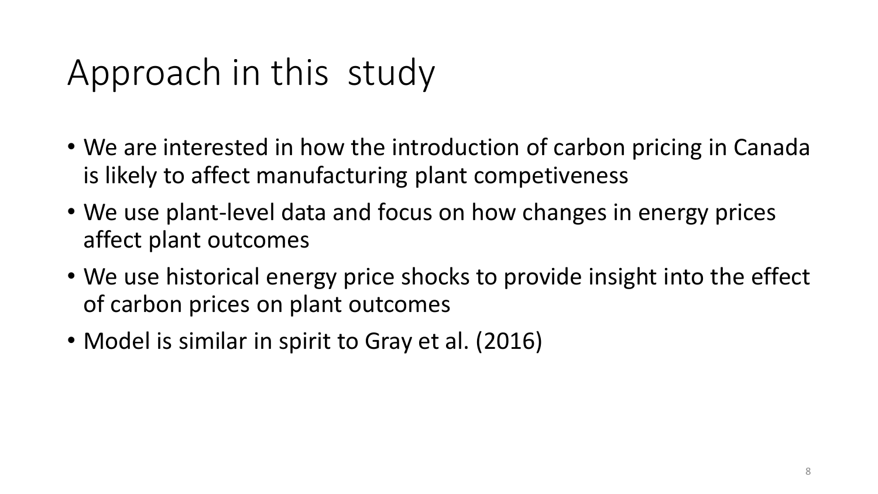# Approach in this study

- We are interested in how the introduction of carbon pricing in Canada is likely to affect manufacturing plant competiveness
- We use plant-level data and focus on how changes in energy prices affect plant outcomes
- We use historical energy price shocks to provide insight into the effect of carbon prices on plant outcomes
- Model is similar in spirit to Gray et al. (2016)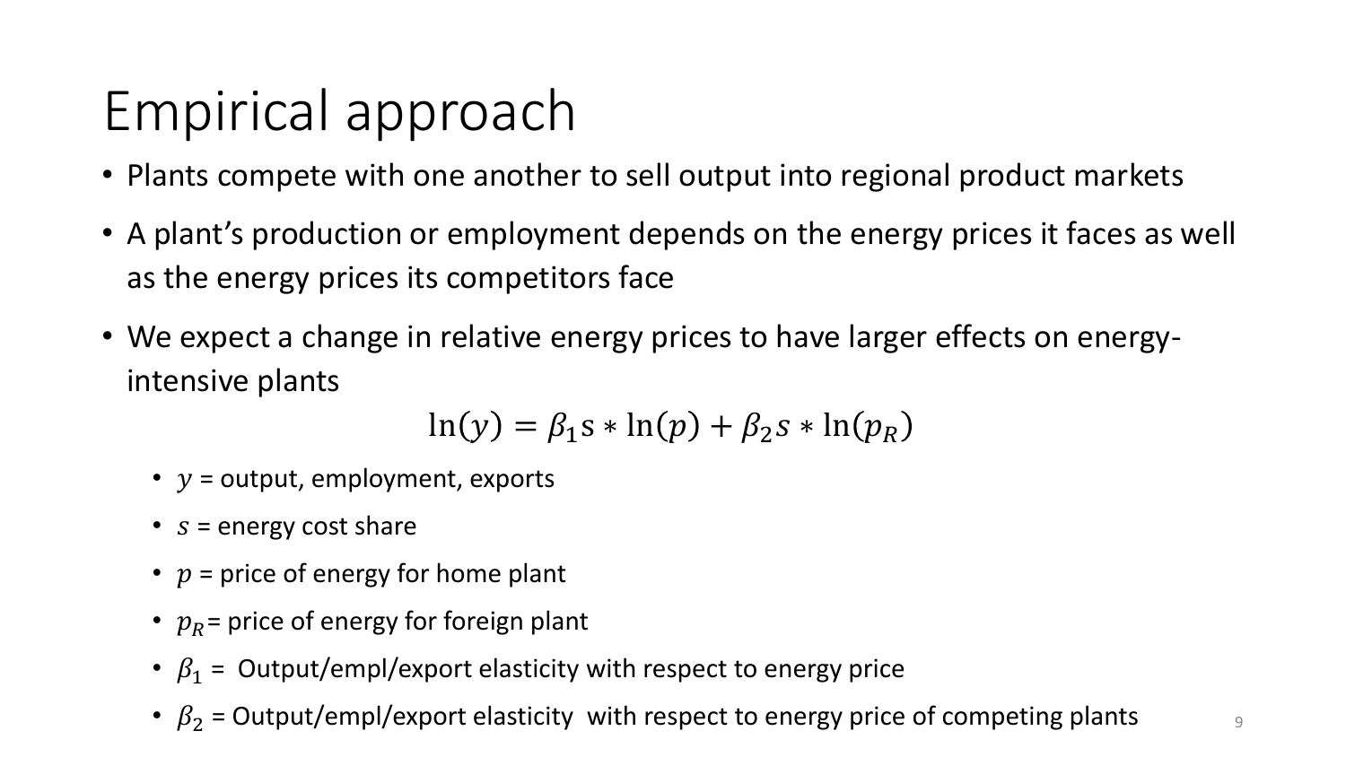# Empirical approach

- Plants compete with one another to sell output into regional product markets
- A plant's production or employment depends on the energy prices it faces as well as the energy prices its competitors face
- We expect a change in relative energy prices to have larger effects on energy-intensive plants

$$\ln(y) = \beta_1 \mathrm{s} * \ln(p) + \beta_2 s * \ln(p_R)$$

  - $y$ = output, employment, exports
  - $s$ = energy cost share
  - $p$ = price of energy for home plant
  - $p_R$= price of energy for foreign plant
  - $\beta_1$ = Output/empl/export elasticity with respect to energy price
  - $\beta_2$ = Output/empl/export elasticity with respect to energy price of competing plants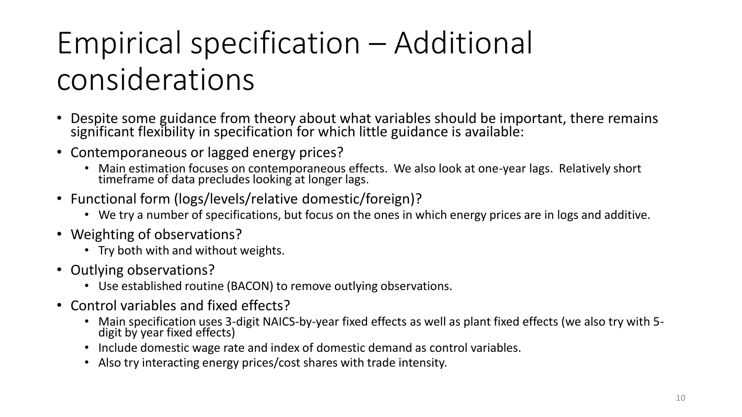# Empirical specification – Additional considerations

- Despite some guidance from theory about what variables should be important, there remains significant flexibility in specification for which little guidance is available:
- Contemporaneous or lagged energy prices?
  - Main estimation focuses on contemporaneous effects. We also look at one-year lags. Relatively short timeframe of data precludes looking at longer lags.
- Functional form (logs/levels/relative domestic/foreign)?
  - We try a number of specifications, but focus on the ones in which energy prices are in logs and additive.
- Weighting of observations?
  - Try both with and without weights.
- Outlying observations?
  - Use established routine (BACON) to remove outlying observations.
- Control variables and fixed effects?
  - Main specification uses 3-digit NAICS-by-year fixed effects as well as plant fixed effects (we also try with 5-digit by year fixed effects)
  - Include domestic wage rate and index of domestic demand as control variables.
  - Also try interacting energy prices/cost shares with trade intensity.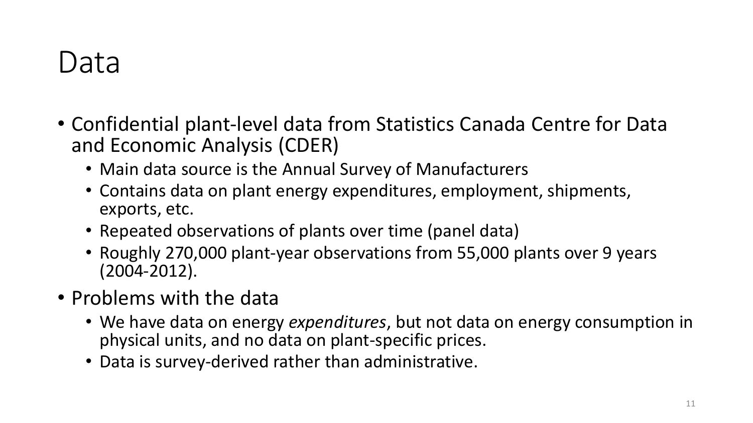# Data

- Confidential plant-level data from Statistics Canada Centre for Data and Economic Analysis (CDER)
  - Main data source is the Annual Survey of Manufacturers
  - Contains data on plant energy expenditures, employment, shipments, exports, etc.
  - Repeated observations of plants over time (panel data)
  - Roughly 270,000 plant-year observations from 55,000 plants over 9 years (2004-2012).
- Problems with the data
  - We have data on energy *expenditures*, but not data on energy consumption in physical units, and no data on plant-specific prices.
  - Data is survey-derived rather than administrative.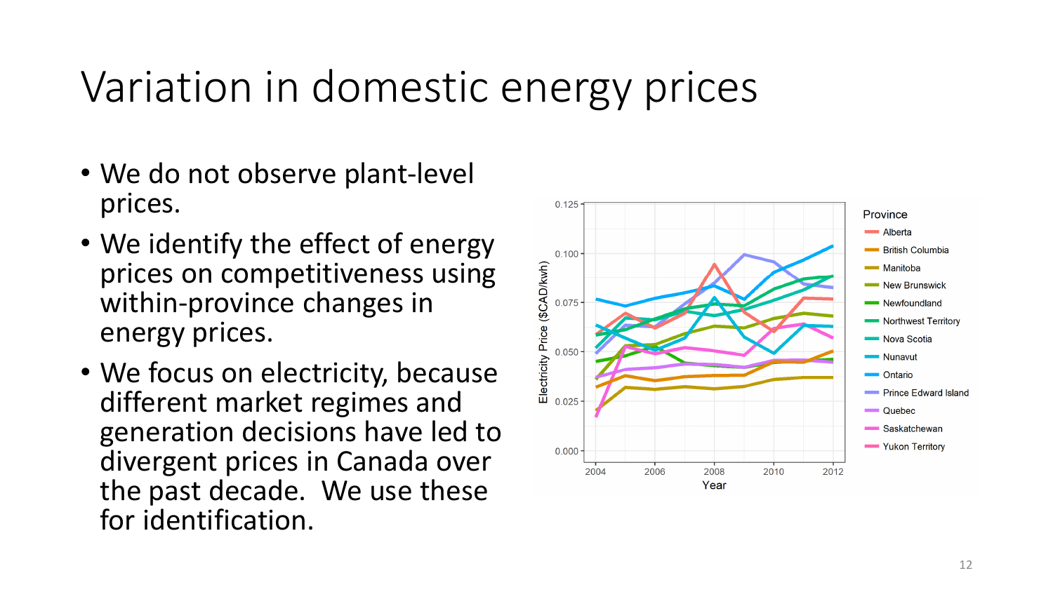# Variation in domestic energy prices

- We do not observe plant-level prices.
- We identify the effect of energy prices on competitiveness using within-province changes in energy prices.
- We focus on electricity, because different market regimes and generation decisions have led to divergent prices in Canada over the past decade. We use these for identification.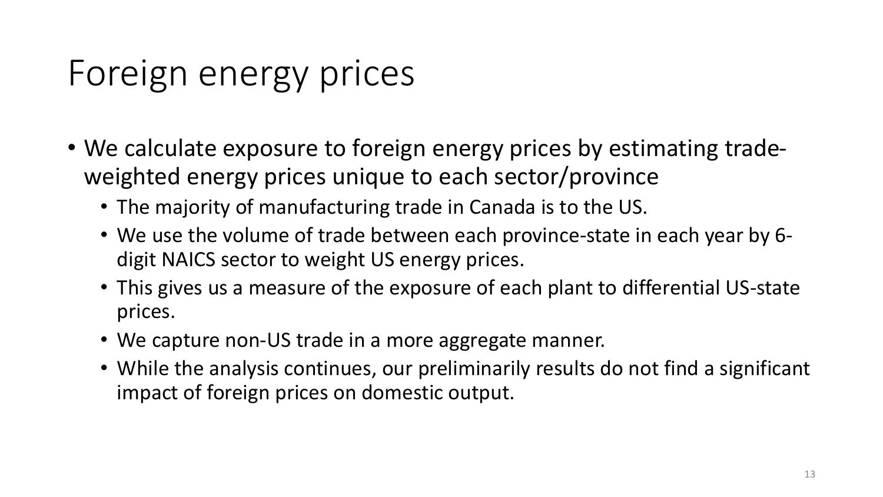# Foreign energy prices

- We calculate exposure to foreign energy prices by estimating trade-weighted energy prices unique to each sector/province
  - The majority of manufacturing trade in Canada is to the US.
  - We use the volume of trade between each province-state in each year by 6-digit NAICS sector to weight US energy prices.
  - This gives us a measure of the exposure of each plant to differential US-state prices.
  - We capture non-US trade in a more aggregate manner.
  - While the analysis continues, our preliminarily results do not find a significant impact of foreign prices on domestic output.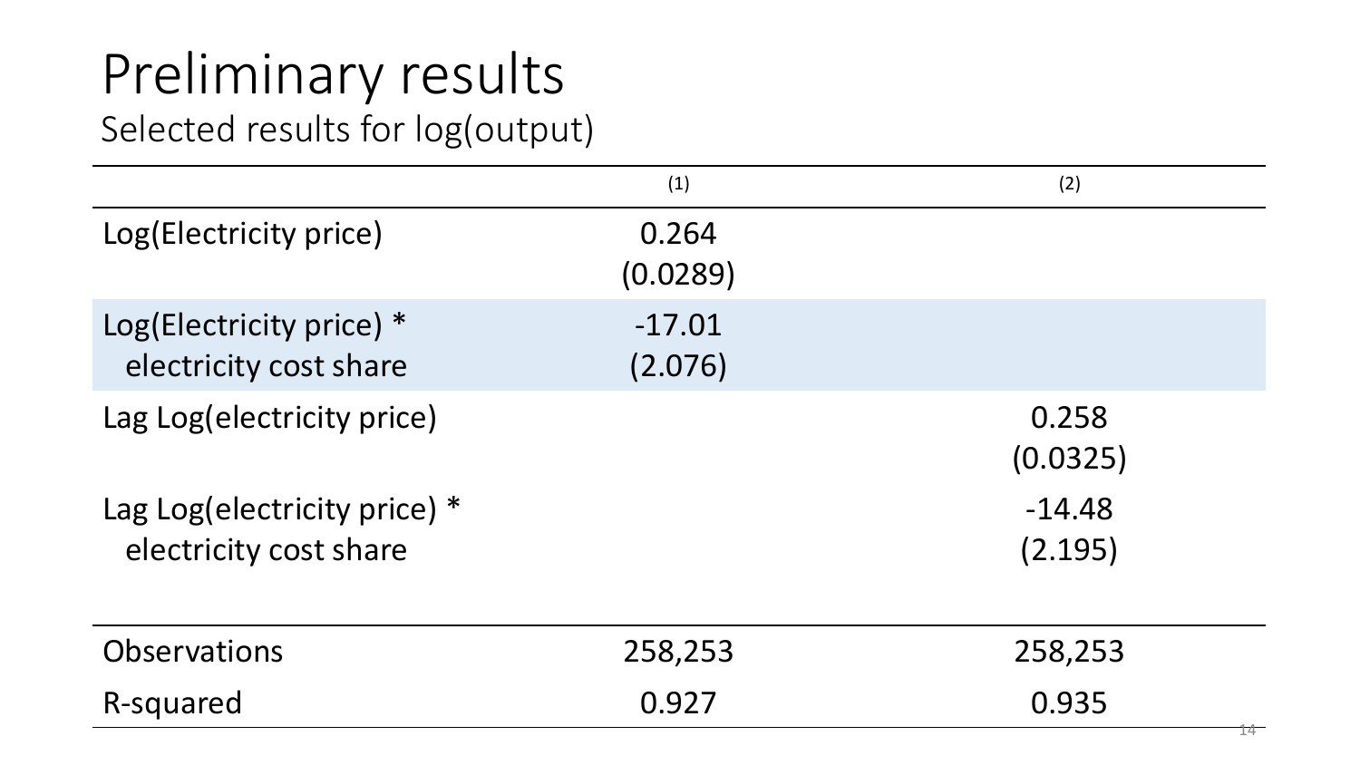# Preliminary results

## Selected results for log(output)

| | (1) | (2) |
|---|---|---|
| Log(Electricity price) | 0.264<br>(0.0289) | |
| Log(Electricity price) * electricity cost share | -17.01<br>(2.076) | |
| Lag Log(electricity price) | | 0.258<br>(0.0325) |
| Lag Log(electricity price) * electricity cost share | | -14.48<br>(2.195) |
| Observations | 258,253 | 258,253 |
| R-squared | 0.927 | 0.935 |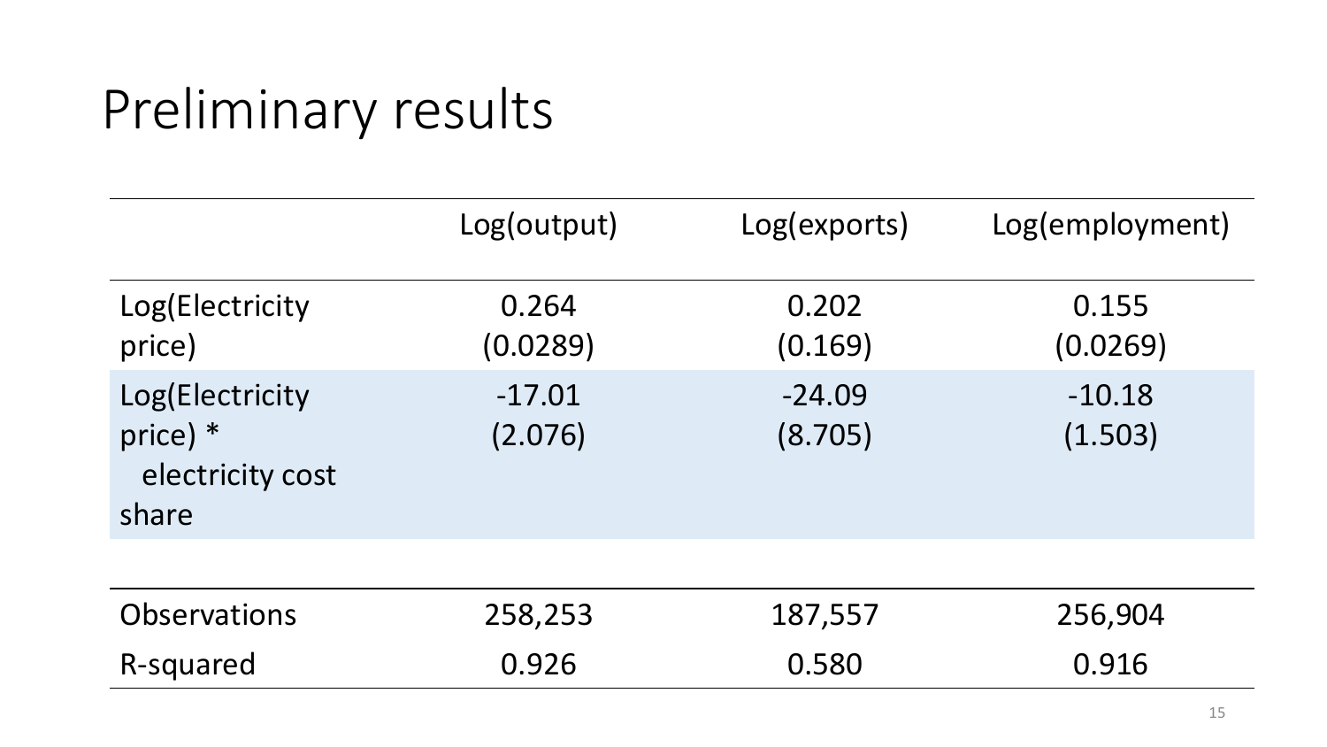# Preliminary results

| | Log(output) | Log(exports) | Log(employment) |
|---|---|---|---|
| Log(Electricity price) | 0.264 | 0.202 | 0.155 |
| | (0.0289) | (0.169) | (0.0269) |
| Log(Electricity price) * electricity cost share | -17.01 | -24.09 | -10.18 |
| | (2.076) | (8.705) | (1.503) |
| Observations | 258,253 | 187,557 | 256,904 |
| R-squared | 0.926 | 0.580 | 0.916 |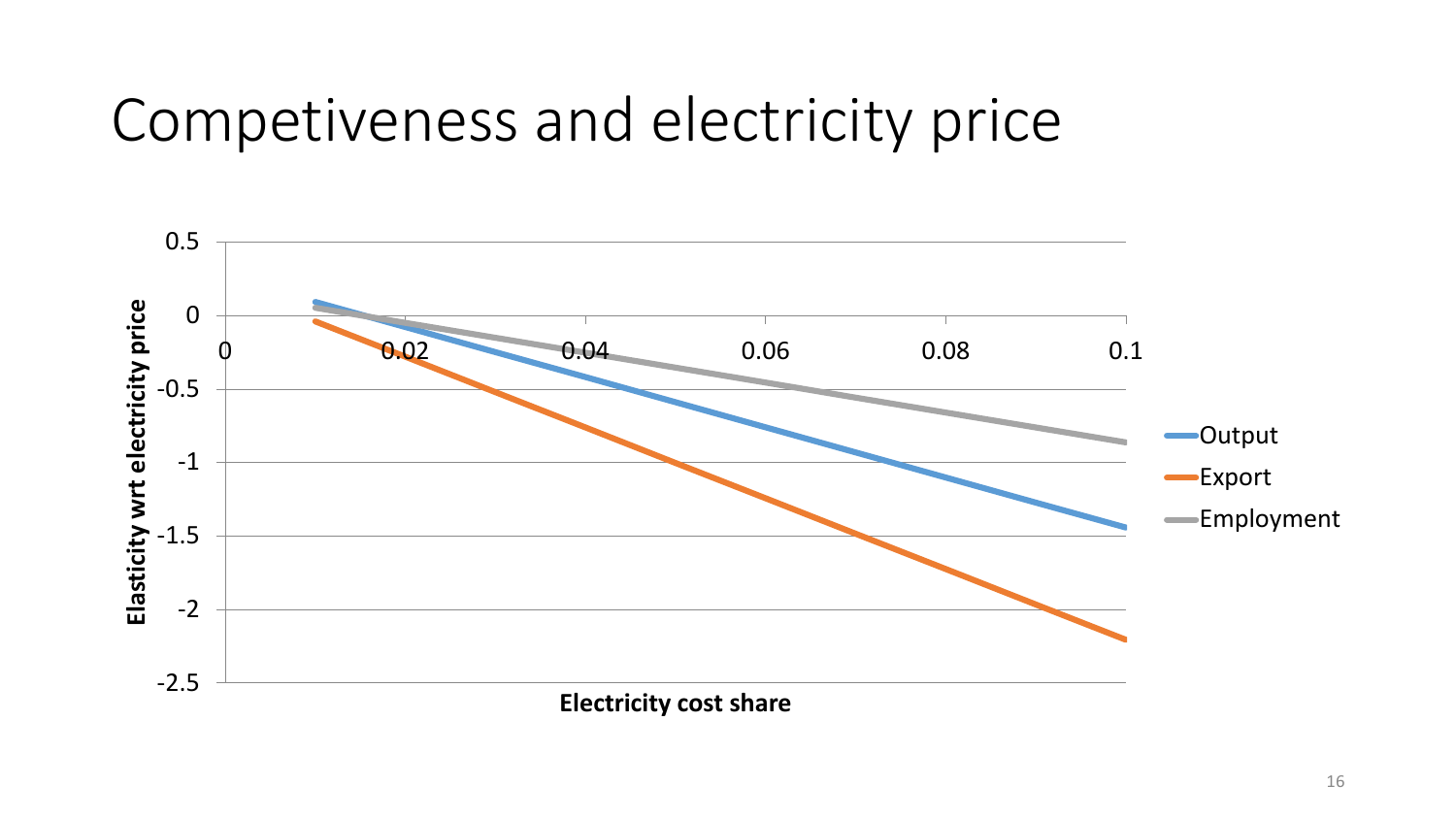# Competiveness and electricity price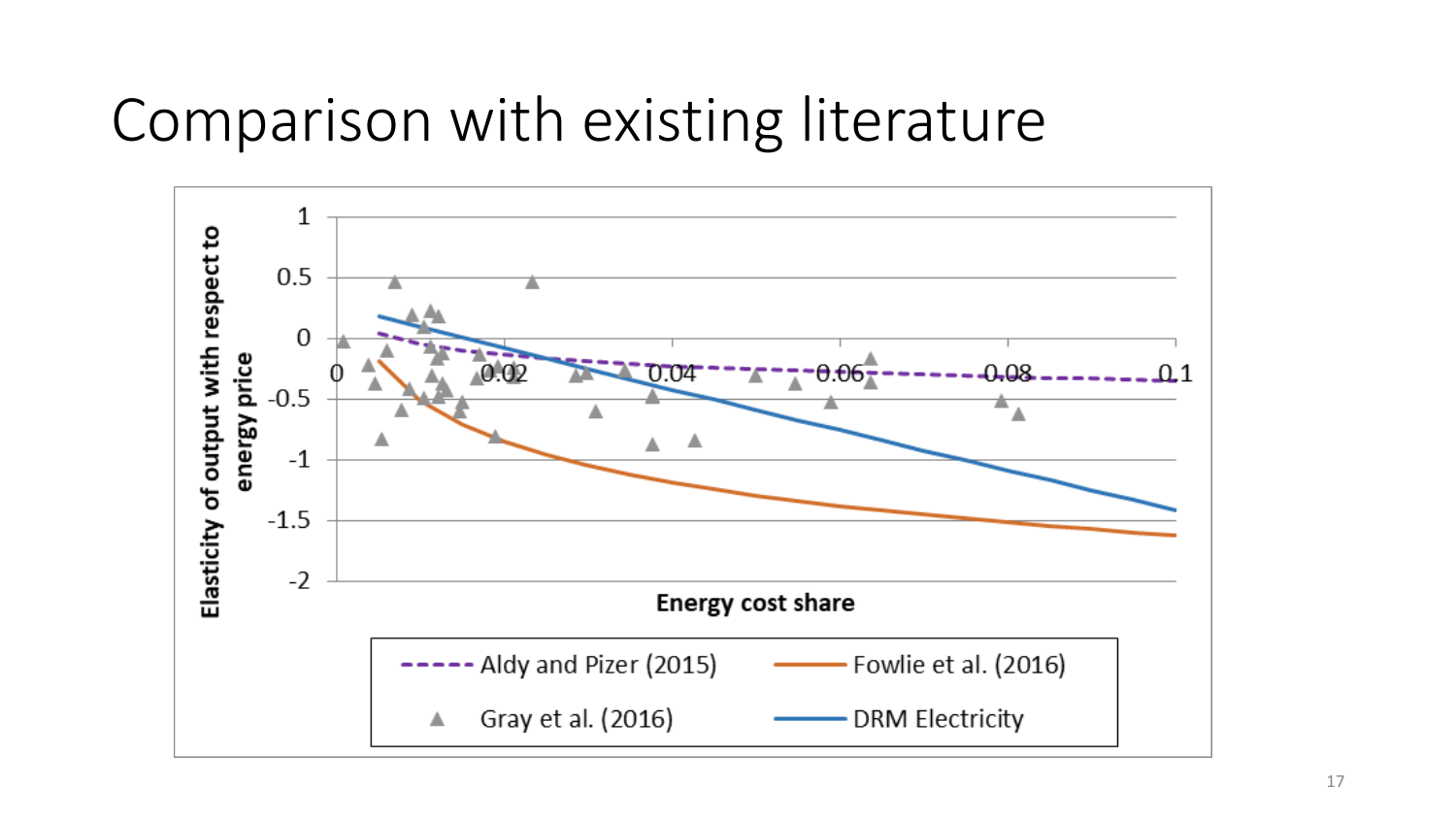# Comparison with existing literature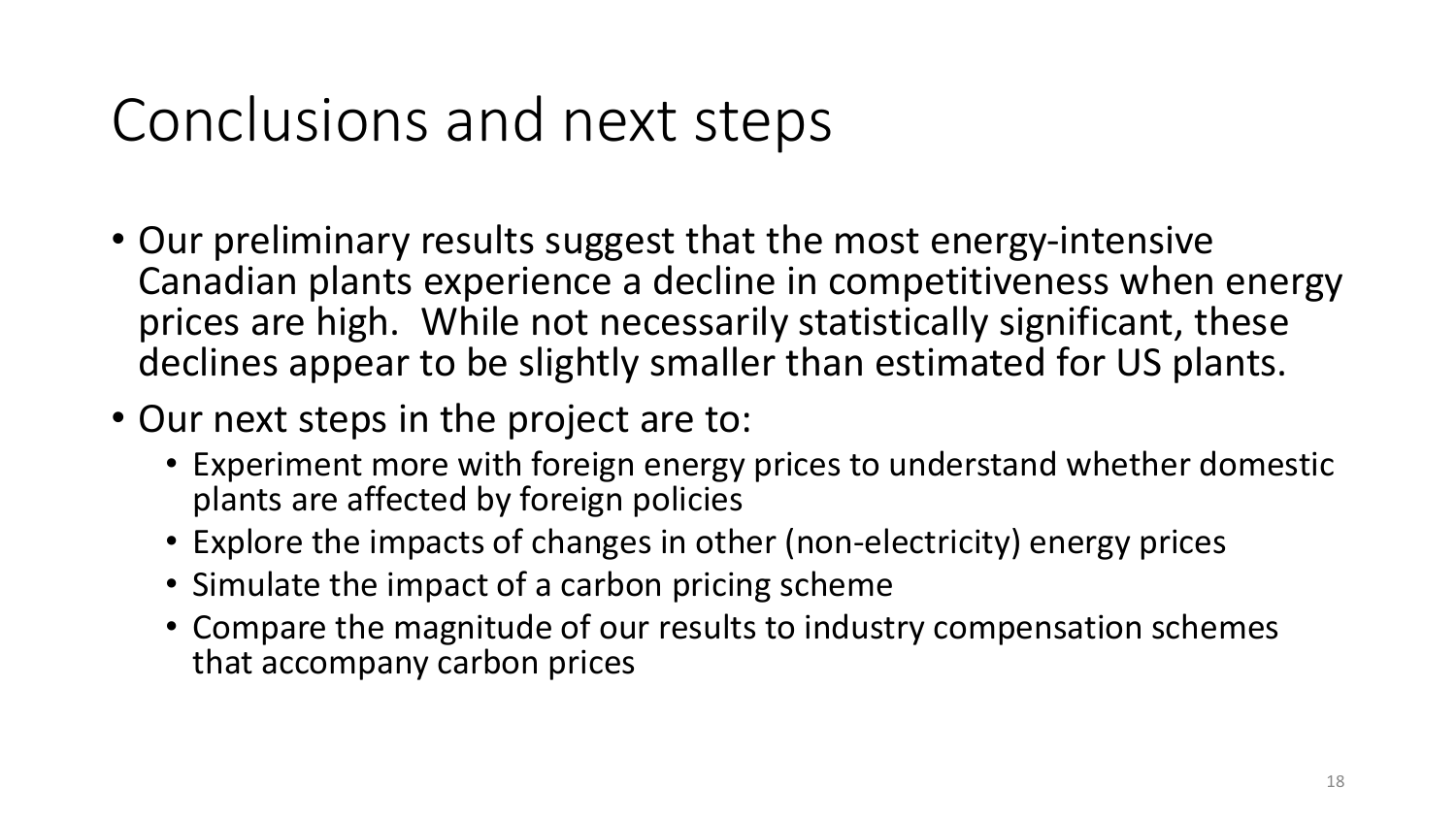# Conclusions and next steps

- Our preliminary results suggest that the most energy-intensive Canadian plants experience a decline in competitiveness when energy prices are high. While not necessarily statistically significant, these declines appear to be slightly smaller than estimated for US plants.
- Our next steps in the project are to:
  - Experiment more with foreign energy prices to understand whether domestic plants are affected by foreign policies
  - Explore the impacts of changes in other (non-electricity) energy prices
  - Simulate the impact of a carbon pricing scheme
  - Compare the magnitude of our results to industry compensation schemes that accompany carbon prices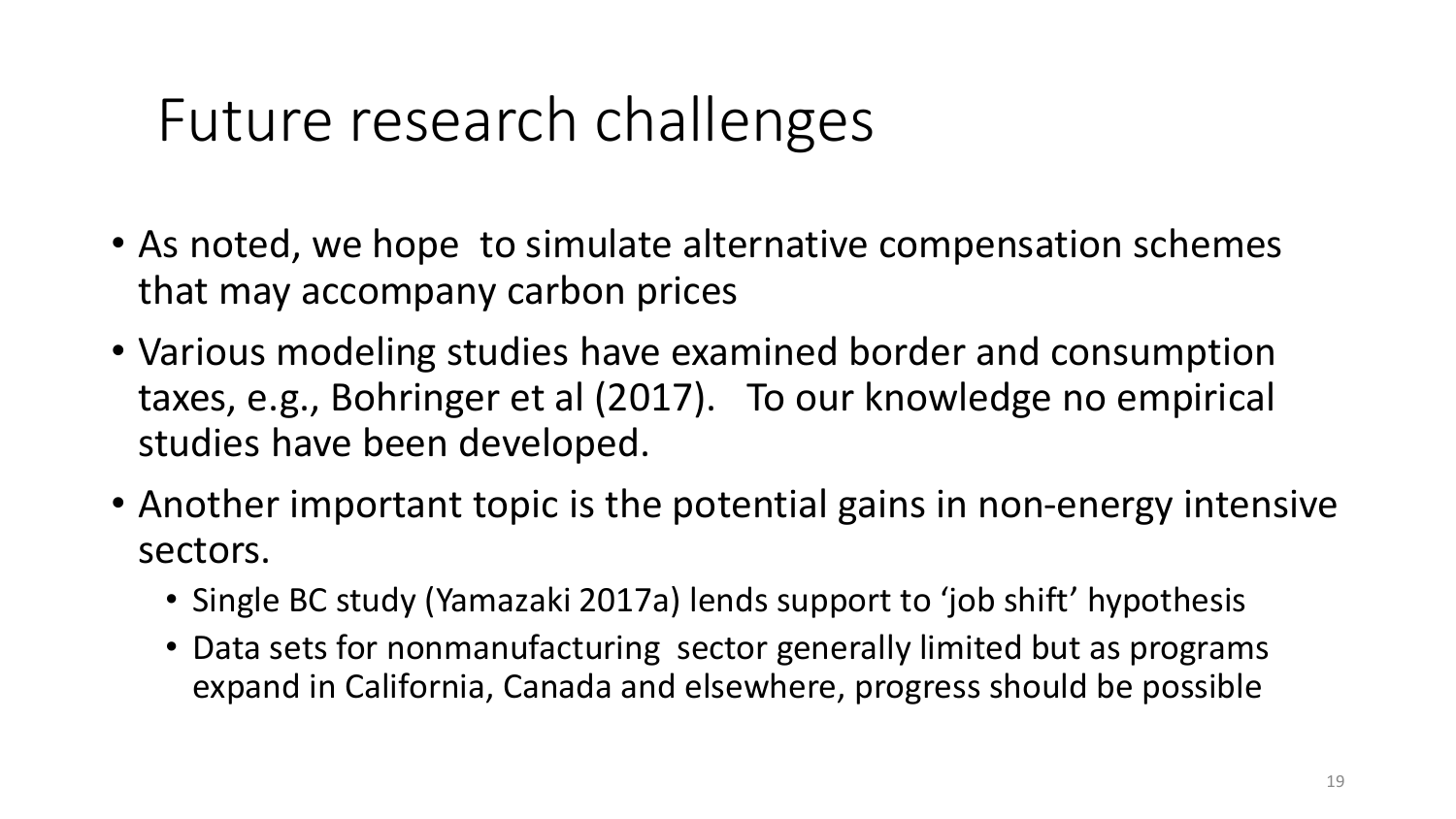# Future research challenges

- As noted, we hope to simulate alternative compensation schemes that may accompany carbon prices
- Various modeling studies have examined border and consumption taxes, e.g., Bohringer et al (2017). To our knowledge no empirical studies have been developed.
- Another important topic is the potential gains in non-energy intensive sectors.
  - Single BC study (Yamazaki 2017a) lends support to 'job shift' hypothesis
  - Data sets for nonmanufacturing sector generally limited but as programs expand in California, Canada and elsewhere, progress should be possible